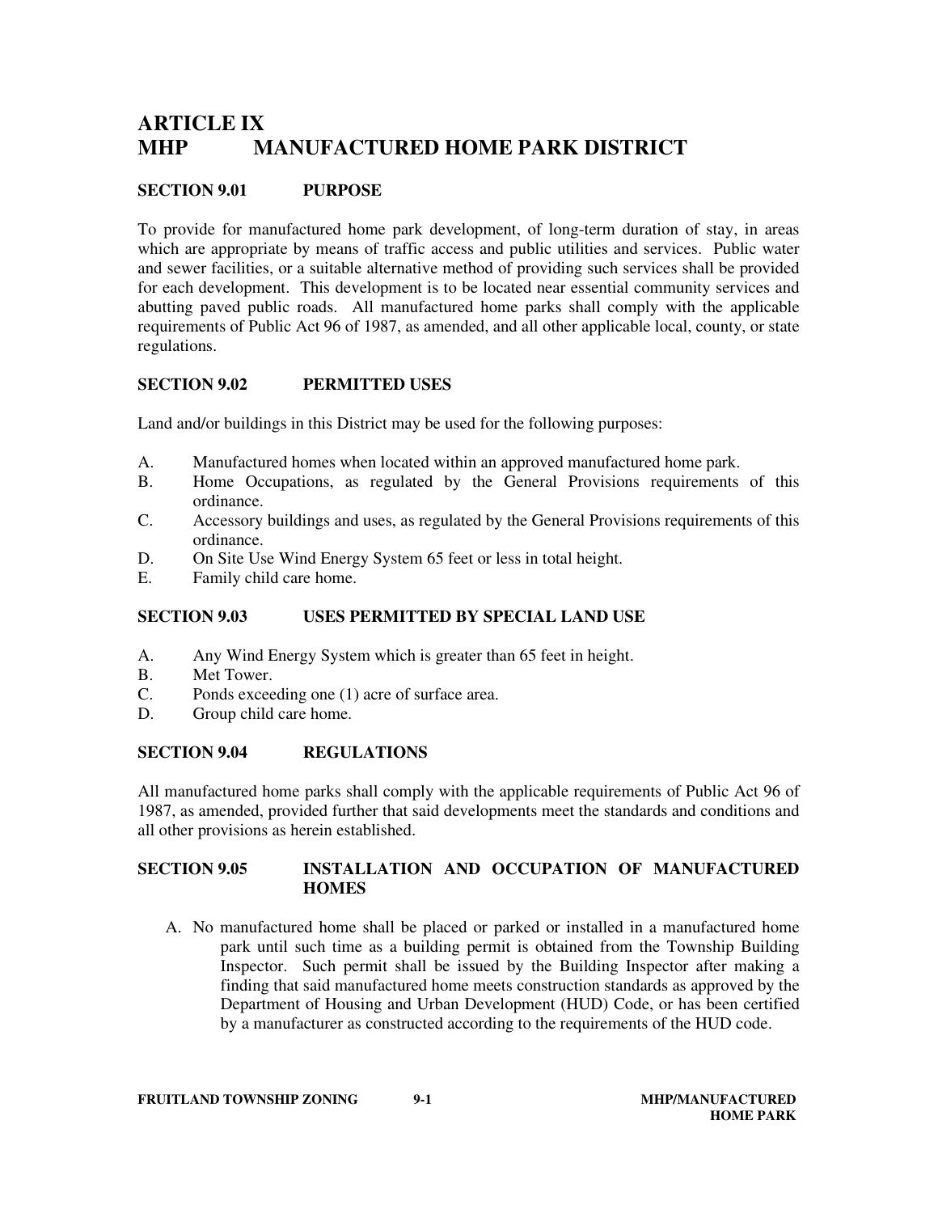# ARTICLE IX
# MHP MANUFACTURED HOME PARK DISTRICT

### SECTION 9.01 PURPOSE

To provide for manufactured home park development, of long-term duration of stay, in areas which are appropriate by means of traffic access and public utilities and services. Public water and sewer facilities, or a suitable alternative method of providing such services shall be provided for each development. This development is to be located near essential community services and abutting paved public roads. All manufactured home parks shall comply with the applicable requirements of Public Act 96 of 1987, as amended, and all other applicable local, county, or state regulations.

### SECTION 9.02 PERMITTED USES

Land and/or buildings in this District may be used for the following purposes:

A. Manufactured homes when located within an approved manufactured home park.
B. Home Occupations, as regulated by the General Provisions requirements of this ordinance.
C. Accessory buildings and uses, as regulated by the General Provisions requirements of this ordinance.
D. On Site Use Wind Energy System 65 feet or less in total height.
E. Family child care home.

### SECTION 9.03 USES PERMITTED BY SPECIAL LAND USE

A. Any Wind Energy System which is greater than 65 feet in height.
B. Met Tower.
C. Ponds exceeding one (1) acre of surface area.
D. Group child care home.

### SECTION 9.04 REGULATIONS

All manufactured home parks shall comply with the applicable requirements of Public Act 96 of 1987, as amended, provided further that said developments meet the standards and conditions and all other provisions as herein established.

### SECTION 9.05 INSTALLATION AND OCCUPATION OF MANUFACTURED HOMES

A. No manufactured home shall be placed or parked or installed in a manufactured home park until such time as a building permit is obtained from the Township Building Inspector. Such permit shall be issued by the Building Inspector after making a finding that said manufactured home meets construction standards as approved by the Department of Housing and Urban Development (HUD) Code, or has been certified by a manufacturer as constructed according to the requirements of the HUD code.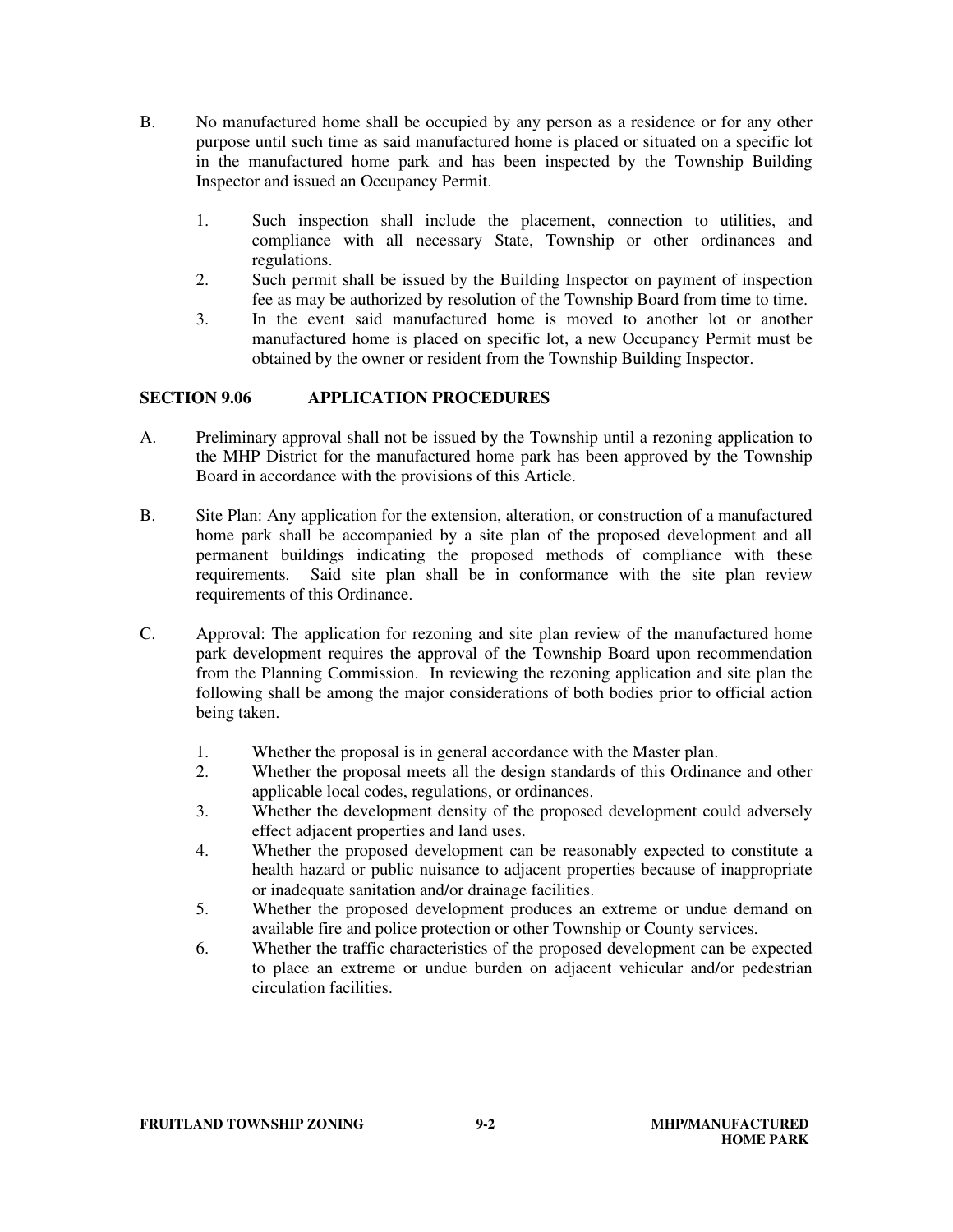B. No manufactured home shall be occupied by any person as a residence or for any other purpose until such time as said manufactured home is placed or situated on a specific lot in the manufactured home park and has been inspected by the Township Building Inspector and issued an Occupancy Permit.

   1. Such inspection shall include the placement, connection to utilities, and compliance with all necessary State, Township or other ordinances and regulations.
   2. Such permit shall be issued by the Building Inspector on payment of inspection fee as may be authorized by resolution of the Township Board from time to time.
   3. In the event said manufactured home is moved to another lot or another manufactured home is placed on specific lot, a new Occupancy Permit must be obtained by the owner or resident from the Township Building Inspector.

## SECTION 9.06 APPLICATION PROCEDURES

A. Preliminary approval shall not be issued by the Township until a rezoning application to the MHP District for the manufactured home park has been approved by the Township Board in accordance with the provisions of this Article.

B. Site Plan: Any application for the extension, alteration, or construction of a manufactured home park shall be accompanied by a site plan of the proposed development and all permanent buildings indicating the proposed methods of compliance with these requirements. Said site plan shall be in conformance with the site plan review requirements of this Ordinance.

C. Approval: The application for rezoning and site plan review of the manufactured home park development requires the approval of the Township Board upon recommendation from the Planning Commission. In reviewing the rezoning application and site plan the following shall be among the major considerations of both bodies prior to official action being taken.

   1. Whether the proposal is in general accordance with the Master plan.
   2. Whether the proposal meets all the design standards of this Ordinance and other applicable local codes, regulations, or ordinances.
   3. Whether the development density of the proposed development could adversely effect adjacent properties and land uses.
   4. Whether the proposed development can be reasonably expected to constitute a health hazard or public nuisance to adjacent properties because of inappropriate or inadequate sanitation and/or drainage facilities.
   5. Whether the proposed development produces an extreme or undue demand on available fire and police protection or other Township or County services.
   6. Whether the traffic characteristics of the proposed development can be expected to place an extreme or undue burden on adjacent vehicular and/or pedestrian circulation facilities.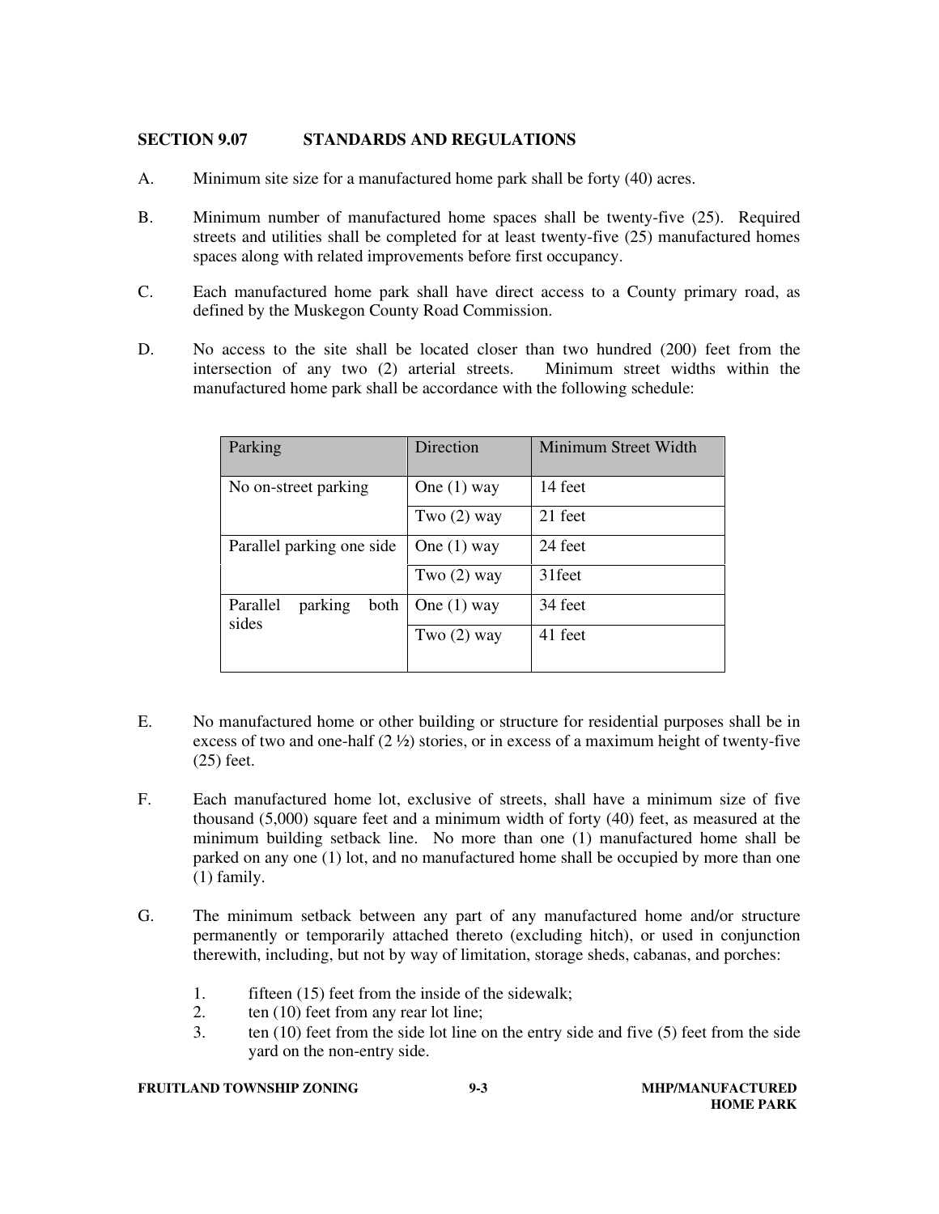## SECTION 9.07 STANDARDS AND REGULATIONS

A. Minimum site size for a manufactured home park shall be forty (40) acres.

B. Minimum number of manufactured home spaces shall be twenty-five (25). Required streets and utilities shall be completed for at least twenty-five (25) manufactured homes spaces along with related improvements before first occupancy.

C. Each manufactured home park shall have direct access to a County primary road, as defined by the Muskegon County Road Commission.

D. No access to the site shall be located closer than two hundred (200) feet from the intersection of any two (2) arterial streets. Minimum street widths within the manufactured home park shall be accordance with the following schedule:

| Parking | Direction | Minimum Street Width |
|---|---|---|
| No on-street parking | One (1) way | 14 feet |
| | Two (2) way | 21 feet |
| Parallel parking one side | One (1) way | 24 feet |
| | Two (2) way | 31feet |
| Parallel parking both sides | One (1) way | 34 feet |
| | Two (2) way | 41 feet |

E. No manufactured home or other building or structure for residential purposes shall be in excess of two and one-half (2 ½) stories, or in excess of a maximum height of twenty-five (25) feet.

F. Each manufactured home lot, exclusive of streets, shall have a minimum size of five thousand (5,000) square feet and a minimum width of forty (40) feet, as measured at the minimum building setback line. No more than one (1) manufactured home shall be parked on any one (1) lot, and no manufactured home shall be occupied by more than one (1) family.

G. The minimum setback between any part of any manufactured home and/or structure permanently or temporarily attached thereto (excluding hitch), or used in conjunction therewith, including, but not by way of limitation, storage sheds, cabanas, and porches:

1. fifteen (15) feet from the inside of the sidewalk;
2. ten (10) feet from any rear lot line;
3. ten (10) feet from the side lot line on the entry side and five (5) feet from the side yard on the non-entry side.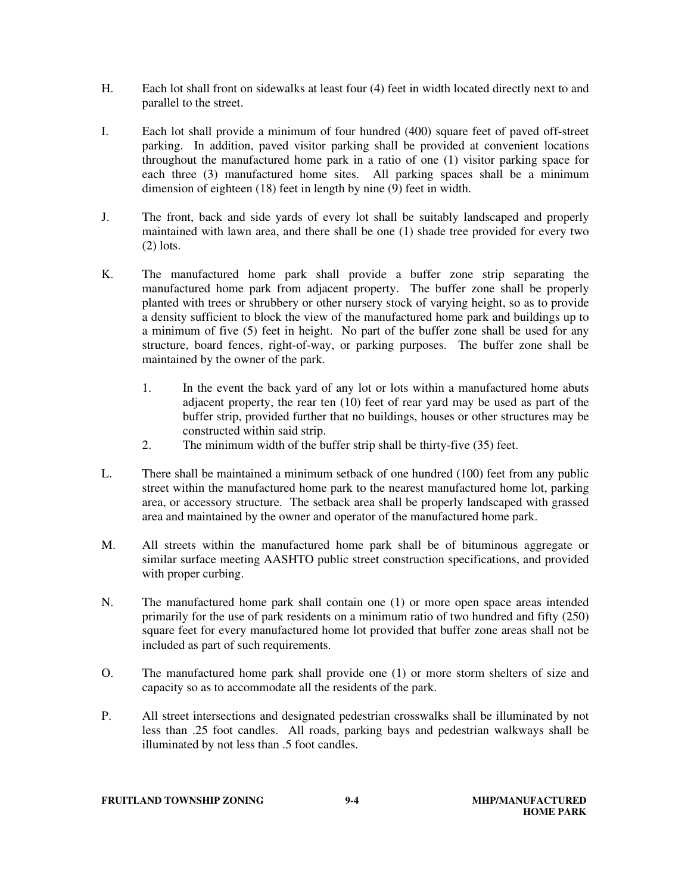H. Each lot shall front on sidewalks at least four (4) feet in width located directly next to and parallel to the street.

I. Each lot shall provide a minimum of four hundred (400) square feet of paved off-street parking. In addition, paved visitor parking shall be provided at convenient locations throughout the manufactured home park in a ratio of one (1) visitor parking space for each three (3) manufactured home sites. All parking spaces shall be a minimum dimension of eighteen (18) feet in length by nine (9) feet in width.

J. The front, back and side yards of every lot shall be suitably landscaped and properly maintained with lawn area, and there shall be one (1) shade tree provided for every two (2) lots.

K. The manufactured home park shall provide a buffer zone strip separating the manufactured home park from adjacent property. The buffer zone shall be properly planted with trees or shrubbery or other nursery stock of varying height, so as to provide a density sufficient to block the view of the manufactured home park and buildings up to a minimum of five (5) feet in height. No part of the buffer zone shall be used for any structure, board fences, right-of-way, or parking purposes. The buffer zone shall be maintained by the owner of the park.

   1. In the event the back yard of any lot or lots within a manufactured home abuts adjacent property, the rear ten (10) feet of rear yard may be used as part of the buffer strip, provided further that no buildings, houses or other structures may be constructed within said strip.
   2. The minimum width of the buffer strip shall be thirty-five (35) feet.

L. There shall be maintained a minimum setback of one hundred (100) feet from any public street within the manufactured home park to the nearest manufactured home lot, parking area, or accessory structure. The setback area shall be properly landscaped with grassed area and maintained by the owner and operator of the manufactured home park.

M. All streets within the manufactured home park shall be of bituminous aggregate or similar surface meeting AASHTO public street construction specifications, and provided with proper curbing.

N. The manufactured home park shall contain one (1) or more open space areas intended primarily for the use of park residents on a minimum ratio of two hundred and fifty (250) square feet for every manufactured home lot provided that buffer zone areas shall not be included as part of such requirements.

O. The manufactured home park shall provide one (1) or more storm shelters of size and capacity so as to accommodate all the residents of the park.

P. All street intersections and designated pedestrian crosswalks shall be illuminated by not less than .25 foot candles. All roads, parking bays and pedestrian walkways shall be illuminated by not less than .5 foot candles.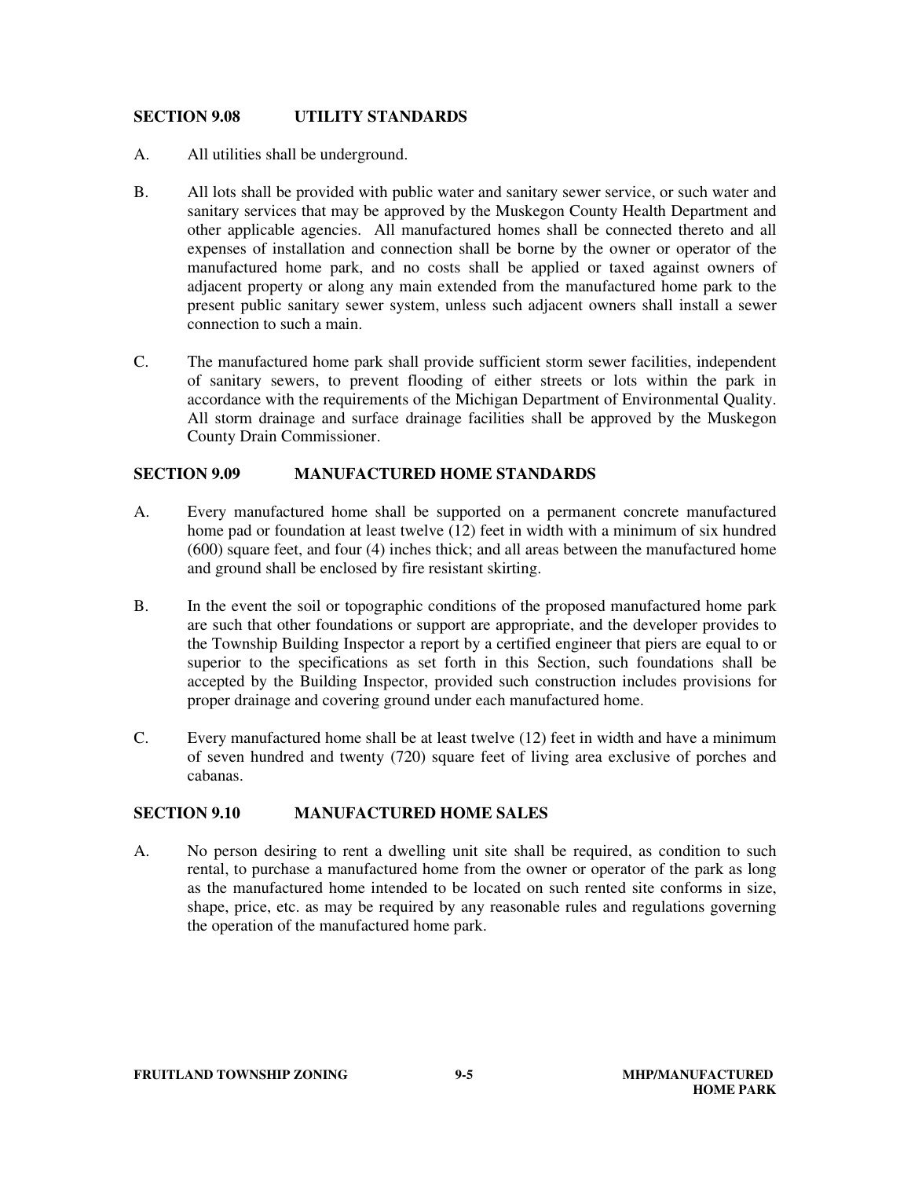## SECTION 9.08 UTILITY STANDARDS

A. All utilities shall be underground.

B. All lots shall be provided with public water and sanitary sewer service, or such water and sanitary services that may be approved by the Muskegon County Health Department and other applicable agencies. All manufactured homes shall be connected thereto and all expenses of installation and connection shall be borne by the owner or operator of the manufactured home park, and no costs shall be applied or taxed against owners of adjacent property or along any main extended from the manufactured home park to the present public sanitary sewer system, unless such adjacent owners shall install a sewer connection to such a main.

C. The manufactured home park shall provide sufficient storm sewer facilities, independent of sanitary sewers, to prevent flooding of either streets or lots within the park in accordance with the requirements of the Michigan Department of Environmental Quality. All storm drainage and surface drainage facilities shall be approved by the Muskegon County Drain Commissioner.

## SECTION 9.09 MANUFACTURED HOME STANDARDS

A. Every manufactured home shall be supported on a permanent concrete manufactured home pad or foundation at least twelve (12) feet in width with a minimum of six hundred (600) square feet, and four (4) inches thick; and all areas between the manufactured home and ground shall be enclosed by fire resistant skirting.

B. In the event the soil or topographic conditions of the proposed manufactured home park are such that other foundations or support are appropriate, and the developer provides to the Township Building Inspector a report by a certified engineer that piers are equal to or superior to the specifications as set forth in this Section, such foundations shall be accepted by the Building Inspector, provided such construction includes provisions for proper drainage and covering ground under each manufactured home.

C. Every manufactured home shall be at least twelve (12) feet in width and have a minimum of seven hundred and twenty (720) square feet of living area exclusive of porches and cabanas.

## SECTION 9.10 MANUFACTURED HOME SALES

A. No person desiring to rent a dwelling unit site shall be required, as condition to such rental, to purchase a manufactured home from the owner or operator of the park as long as the manufactured home intended to be located on such rented site conforms in size, shape, price, etc. as may be required by any reasonable rules and regulations governing the operation of the manufactured home park.